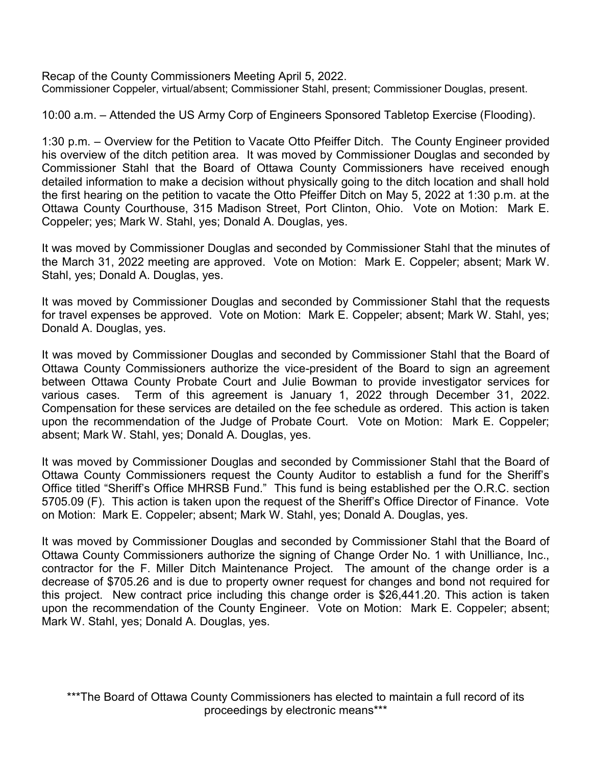Recap of the County Commissioners Meeting April 5, 2022.
Commissioner Coppeler, virtual/absent; Commissioner Stahl, present; Commissioner Douglas, present.

10:00 a.m. – Attended the US Army Corp of Engineers Sponsored Tabletop Exercise (Flooding).

1:30 p.m. – Overview for the Petition to Vacate Otto Pfeiffer Ditch. The County Engineer provided his overview of the ditch petition area. It was moved by Commissioner Douglas and seconded by Commissioner Stahl that the Board of Ottawa County Commissioners have received enough detailed information to make a decision without physically going to the ditch location and shall hold the first hearing on the petition to vacate the Otto Pfeiffer Ditch on May 5, 2022 at 1:30 p.m. at the Ottawa County Courthouse, 315 Madison Street, Port Clinton, Ohio. Vote on Motion: Mark E. Coppeler; yes; Mark W. Stahl, yes; Donald A. Douglas, yes.

It was moved by Commissioner Douglas and seconded by Commissioner Stahl that the minutes of the March 31, 2022 meeting are approved. Vote on Motion: Mark E. Coppeler; absent; Mark W. Stahl, yes; Donald A. Douglas, yes.

It was moved by Commissioner Douglas and seconded by Commissioner Stahl that the requests for travel expenses be approved. Vote on Motion: Mark E. Coppeler; absent; Mark W. Stahl, yes; Donald A. Douglas, yes.

It was moved by Commissioner Douglas and seconded by Commissioner Stahl that the Board of Ottawa County Commissioners authorize the vice-president of the Board to sign an agreement between Ottawa County Probate Court and Julie Bowman to provide investigator services for various cases. Term of this agreement is January 1, 2022 through December 31, 2022. Compensation for these services are detailed on the fee schedule as ordered. This action is taken upon the recommendation of the Judge of Probate Court. Vote on Motion: Mark E. Coppeler; absent; Mark W. Stahl, yes; Donald A. Douglas, yes.

It was moved by Commissioner Douglas and seconded by Commissioner Stahl that the Board of Ottawa County Commissioners request the County Auditor to establish a fund for the Sheriff's Office titled "Sheriff's Office MHRSB Fund." This fund is being established per the O.R.C. section 5705.09 (F). This action is taken upon the request of the Sheriff's Office Director of Finance. Vote on Motion: Mark E. Coppeler; absent; Mark W. Stahl, yes; Donald A. Douglas, yes.

It was moved by Commissioner Douglas and seconded by Commissioner Stahl that the Board of Ottawa County Commissioners authorize the signing of Change Order No. 1 with Unilliance, Inc., contractor for the F. Miller Ditch Maintenance Project. The amount of the change order is a decrease of $705.26 and is due to property owner request for changes and bond not required for this project. New contract price including this change order is $26,441.20. This action is taken upon the recommendation of the County Engineer. Vote on Motion: Mark E. Coppeler; absent; Mark W. Stahl, yes; Donald A. Douglas, yes.

***The Board of Ottawa County Commissioners has elected to maintain a full record of its proceedings by electronic means***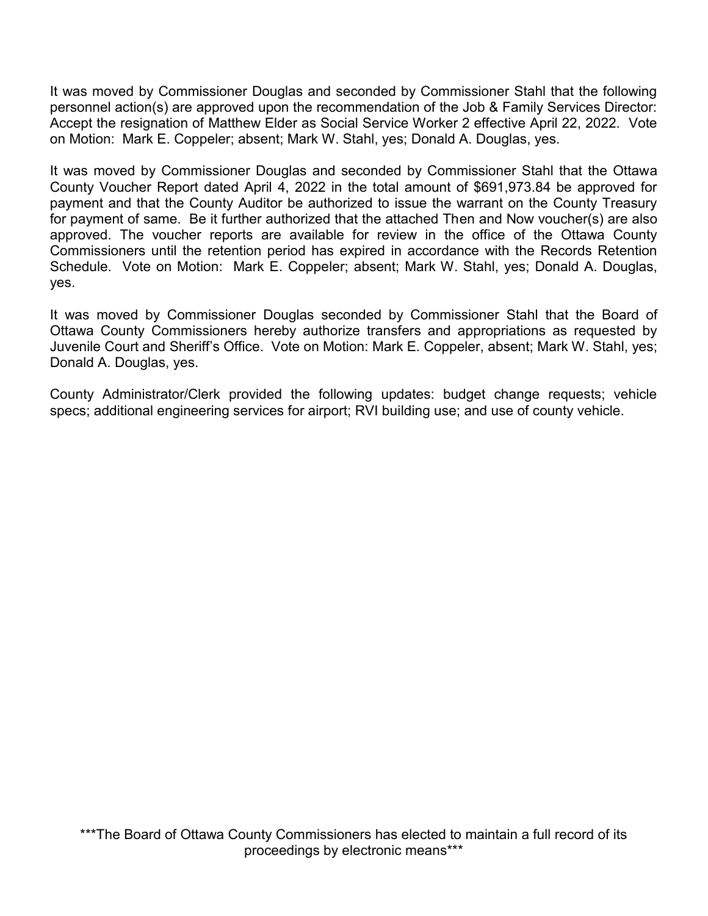It was moved by Commissioner Douglas and seconded by Commissioner Stahl that the following personnel action(s) are approved upon the recommendation of the Job & Family Services Director: Accept the resignation of Matthew Elder as Social Service Worker 2 effective April 22, 2022. Vote on Motion: Mark E. Coppeler; absent; Mark W. Stahl, yes; Donald A. Douglas, yes.

It was moved by Commissioner Douglas and seconded by Commissioner Stahl that the Ottawa County Voucher Report dated April 4, 2022 in the total amount of $691,973.84 be approved for payment and that the County Auditor be authorized to issue the warrant on the County Treasury for payment of same. Be it further authorized that the attached Then and Now voucher(s) are also approved. The voucher reports are available for review in the office of the Ottawa County Commissioners until the retention period has expired in accordance with the Records Retention Schedule. Vote on Motion: Mark E. Coppeler; absent; Mark W. Stahl, yes; Donald A. Douglas, yes.

It was moved by Commissioner Douglas seconded by Commissioner Stahl that the Board of Ottawa County Commissioners hereby authorize transfers and appropriations as requested by Juvenile Court and Sheriff's Office. Vote on Motion: Mark E. Coppeler, absent; Mark W. Stahl, yes; Donald A. Douglas, yes.

County Administrator/Clerk provided the following updates: budget change requests; vehicle specs; additional engineering services for airport; RVI building use; and use of county vehicle.

***The Board of Ottawa County Commissioners has elected to maintain a full record of its proceedings by electronic means***